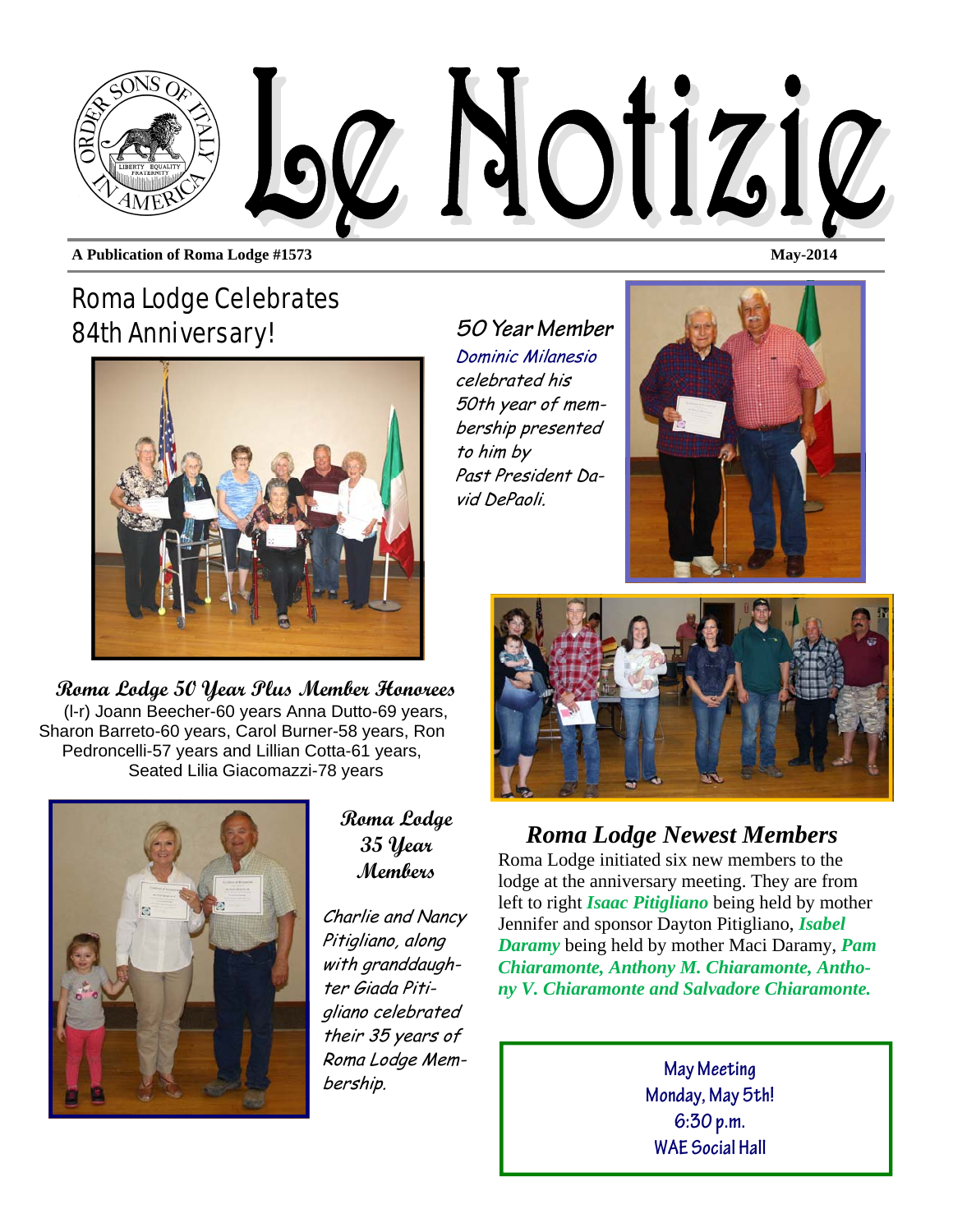# Le Notizie

**A Publication of Roma Lodge #1573** **May-2014**

## Roma Lodge Celebrates 84th Anniversary!

**Roma Lodge 50 Year Plus Member Honorees**

(l-r) Joann Beecher-60 years Anna Dutto-69 years, Sharon Barreto-60 years, Carol Burner-58 years, Ron Pedroncelli-57 years and Lillian Cotta-61 years, Seated Lilia Giacomazzi-78 years

### 50 Year Member

*Dominic Milanesio celebrated his 50th year of membership presented to him by Past President David DePaoli.*

### Roma Lodge 35 Year Members

*Charlie and Nancy Pitigliano, along with granddaughter Giada Pitigliano celebrated their 35 years of Roma Lodge Membership.*

### *Roma Lodge Newest Members*

Roma Lodge initiated six new members to the lodge at the anniversary meeting. They are from left to right ***Isaac Pitigliano*** being held by mother Jennifer and sponsor Dayton Pitigliano, ***Isabel Daramy*** being held by mother Maci Daramy, ***Pam Chiaramonte, Anthony M. Chiaramonte, Anthony V. Chiaramonte and Salvadore Chiaramonte.***

**May Meeting**
**Monday, May 5th!**
**6:30 p.m.**
**WAE Social Hall**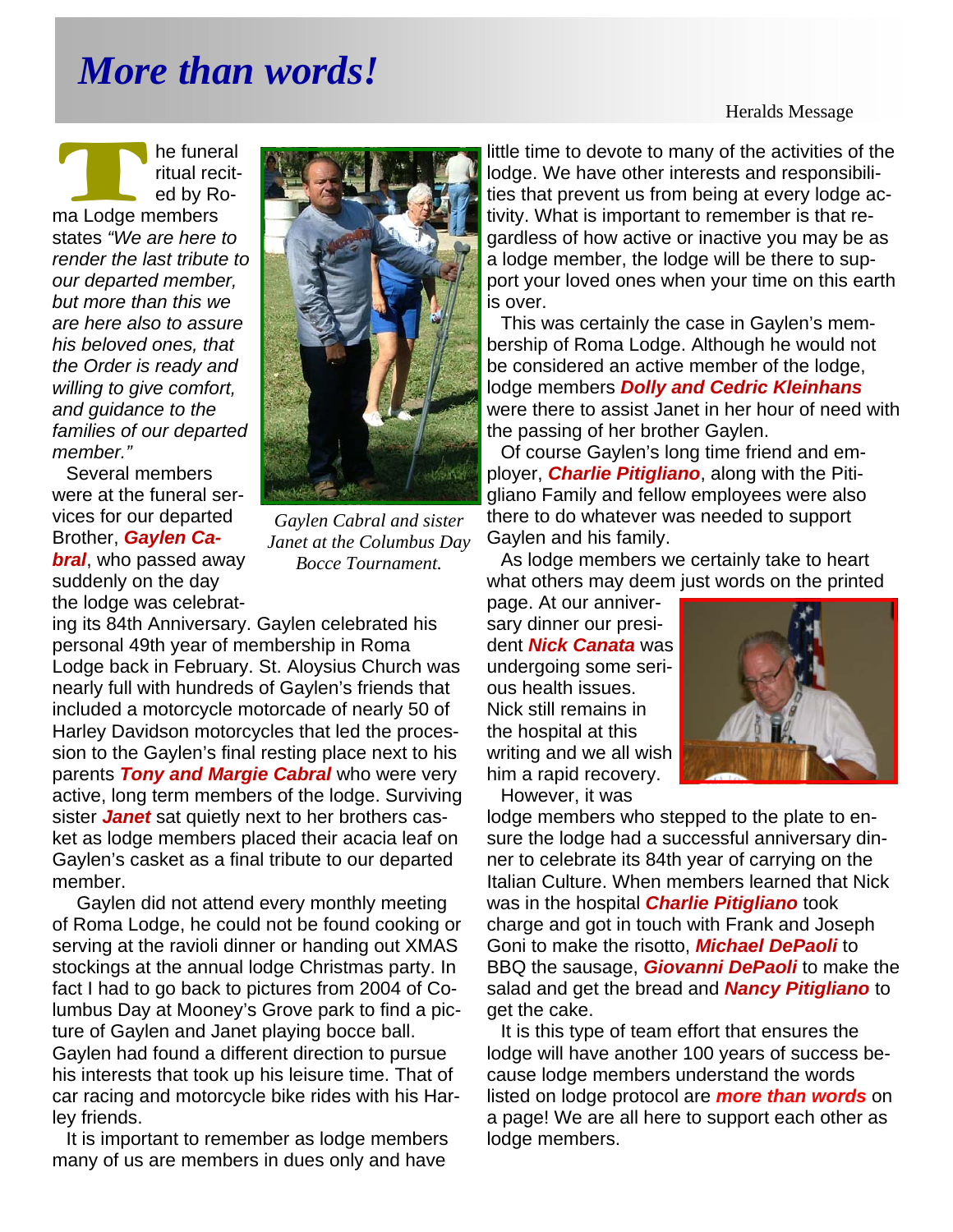# *More than words!*

Heralds Message

The funeral ritual recited by Roma Lodge members states *"We are here to render the last tribute to our departed member, but more than this we are here also to assure his beloved ones, that the Order is ready and willing to give comfort, and guidance to the families of our departed member."*

Several members were at the funeral services for our departed Brother, ***Gaylen Cabral***, who passed away suddenly on the day the lodge was celebrating its 84th Anniversary. Gaylen celebrated his personal 49th year of membership in Roma Lodge back in February. St. Aloysius Church was nearly full with hundreds of Gaylen's friends that included a motorcycle motorcade of nearly 50 of Harley Davidson motorcycles that led the procession to the Gaylen's final resting place next to his parents ***Tony and Margie Cabral*** who were very active, long term members of the lodge. Surviving sister ***Janet*** sat quietly next to her brothers casket as lodge members placed their acacia leaf on Gaylen's casket as a final tribute to our departed member.

*Gaylen Cabral and sister Janet at the Columbus Day Bocce Tournament.*

Gaylen did not attend every monthly meeting of Roma Lodge, he could not be found cooking or serving at the ravioli dinner or handing out XMAS stockings at the annual lodge Christmas party. In fact I had to go back to pictures from 2004 of Columbus Day at Mooney's Grove park to find a picture of Gaylen and Janet playing bocce ball. Gaylen had found a different direction to pursue his interests that took up his leisure time. That of car racing and motorcycle bike rides with his Harley friends.

It is important to remember as lodge members many of us are members in dues only and have little time to devote to many of the activities of the lodge. We have other interests and responsibilities that prevent us from being at every lodge activity. What is important to remember is that regardless of how active or inactive you may be as a lodge member, the lodge will be there to support your loved ones when your time on this earth is over.

This was certainly the case in Gaylen's membership of Roma Lodge. Although he would not be considered an active member of the lodge, lodge members ***Dolly and Cedric Kleinhans*** were there to assist Janet in her hour of need with the passing of her brother Gaylen.

Of course Gaylen's long time friend and employer, ***Charlie Pitigliano***, along with the Pitigliano Family and fellow employees were also there to do whatever was needed to support Gaylen and his family.

As lodge members we certainly take to heart what others may deem just words on the printed page. At our anniversary dinner our president ***Nick Canata*** was undergoing some serious health issues. Nick still remains in the hospital at this writing and we all wish him a rapid recovery.

However, it was lodge members who stepped to the plate to ensure the lodge had a successful anniversary dinner to celebrate its 84th year of carrying on the Italian Culture. When members learned that Nick was in the hospital ***Charlie Pitigliano*** took charge and got in touch with Frank and Joseph Goni to make the risotto, ***Michael DePaoli*** to BBQ the sausage, ***Giovanni DePaoli*** to make the salad and get the bread and ***Nancy Pitigliano*** to get the cake.

It is this type of team effort that ensures the lodge will have another 100 years of success because lodge members understand the words listed on lodge protocol are ***more than words*** on a page! We are all here to support each other as lodge members.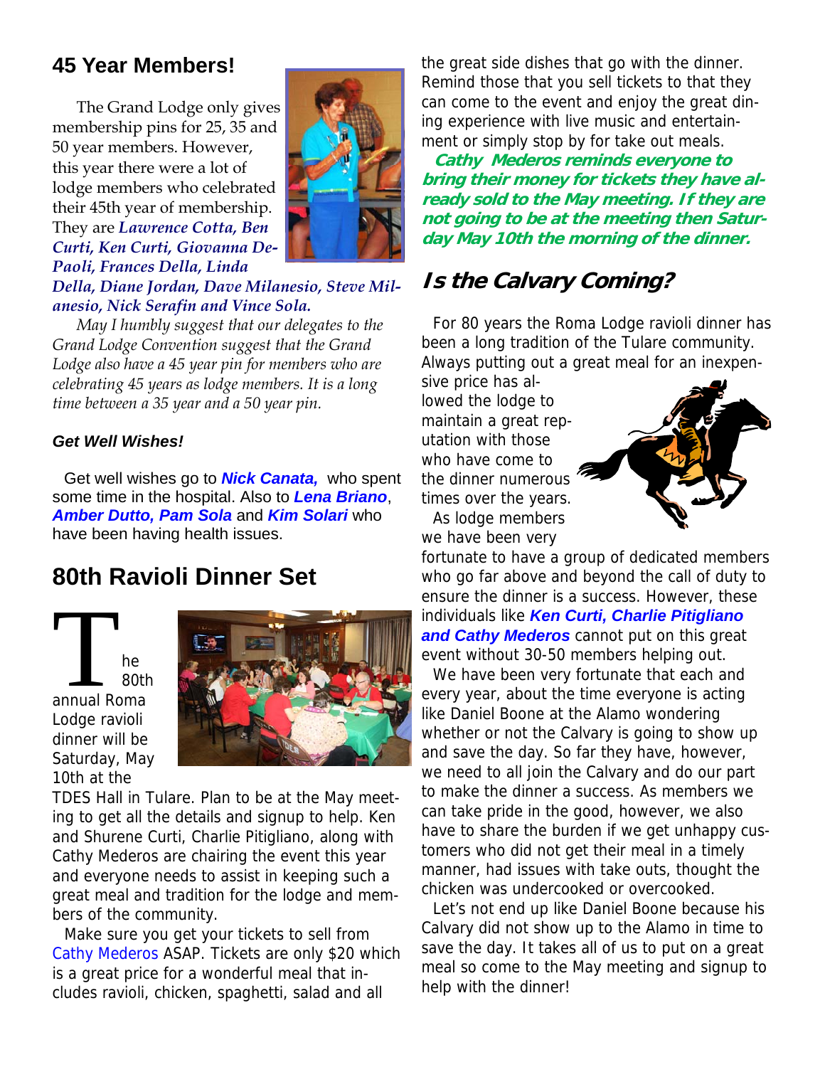## 45 Year Members!

The Grand Lodge only gives membership pins for 25, 35 and 50 year members. However, this year there were a lot of lodge members who celebrated their 45th year of membership. They are ***Lawrence Cotta, Ben Curti, Ken Curti, Giovanna DePaoli, Frances Della, Linda Della, Diane Jordan, Dave Milanesio, Steve Milanesio, Nick Serafin and Vince Sola.***

*May I humbly suggest that our delegates to the Grand Lodge Convention suggest that the Grand Lodge also have a 45 year pin for members who are celebrating 45 years as lodge members. It is a long time between a 35 year and a 50 year pin.*

### *Get Well Wishes!*

Get well wishes go to ***Nick Canata,*** who spent some time in the hospital. Also to ***Lena Briano***, ***Amber Dutto, Pam Sola*** and ***Kim Solari*** who have been having health issues.

## 80th Ravioli Dinner Set

The 80th annual Roma Lodge ravioli dinner will be Saturday, May 10th at the TDES Hall in Tulare. Plan to be at the May meeting to get all the details and signup to help. Ken and Shurene Curti, Charlie Pitigliano, along with Cathy Mederos are chairing the event this year and everyone needs to assist in keeping such a great meal and tradition for the lodge and members of the community.

Make sure you get your tickets to sell from Cathy Mederos ASAP. Tickets are only $20 which is a great price for a wonderful meal that includes ravioli, chicken, spaghetti, salad and all the great side dishes that go with the dinner. Remind those that you sell tickets to that they can come to the event and enjoy the great dining experience with live music and entertainment or simply stop by for take out meals.

***Cathy Mederos reminds everyone to bring their money for tickets they have already sold to the May meeting. If they are not going to be at the meeting then Saturday May 10th the morning of the dinner.***

## *Is the Calvary Coming?*

For 80 years the Roma Lodge ravioli dinner has been a long tradition of the Tulare community. Always putting out a great meal for an inexpensive price has allowed the lodge to maintain a great reputation with those who have come to the dinner numerous times over the years.

As lodge members we have been very fortunate to have a group of dedicated members who go far above and beyond the call of duty to ensure the dinner is a success. However, these individuals like ***Ken Curti, Charlie Pitigliano and Cathy Mederos*** cannot put on this great event without 30-50 members helping out.

We have been very fortunate that each and every year, about the time everyone is acting like Daniel Boone at the Alamo wondering whether or not the Calvary is going to show up and save the day. So far they have, however, we need to all join the Calvary and do our part to make the dinner a success. As members we can take pride in the good, however, we also have to share the burden if we get unhappy customers who did not get their meal in a timely manner, had issues with take outs, thought the chicken was undercooked or overcooked.

Let's not end up like Daniel Boone because his Calvary did not show up to the Alamo in time to save the day. It takes all of us to put on a great meal so come to the May meeting and signup to help with the dinner!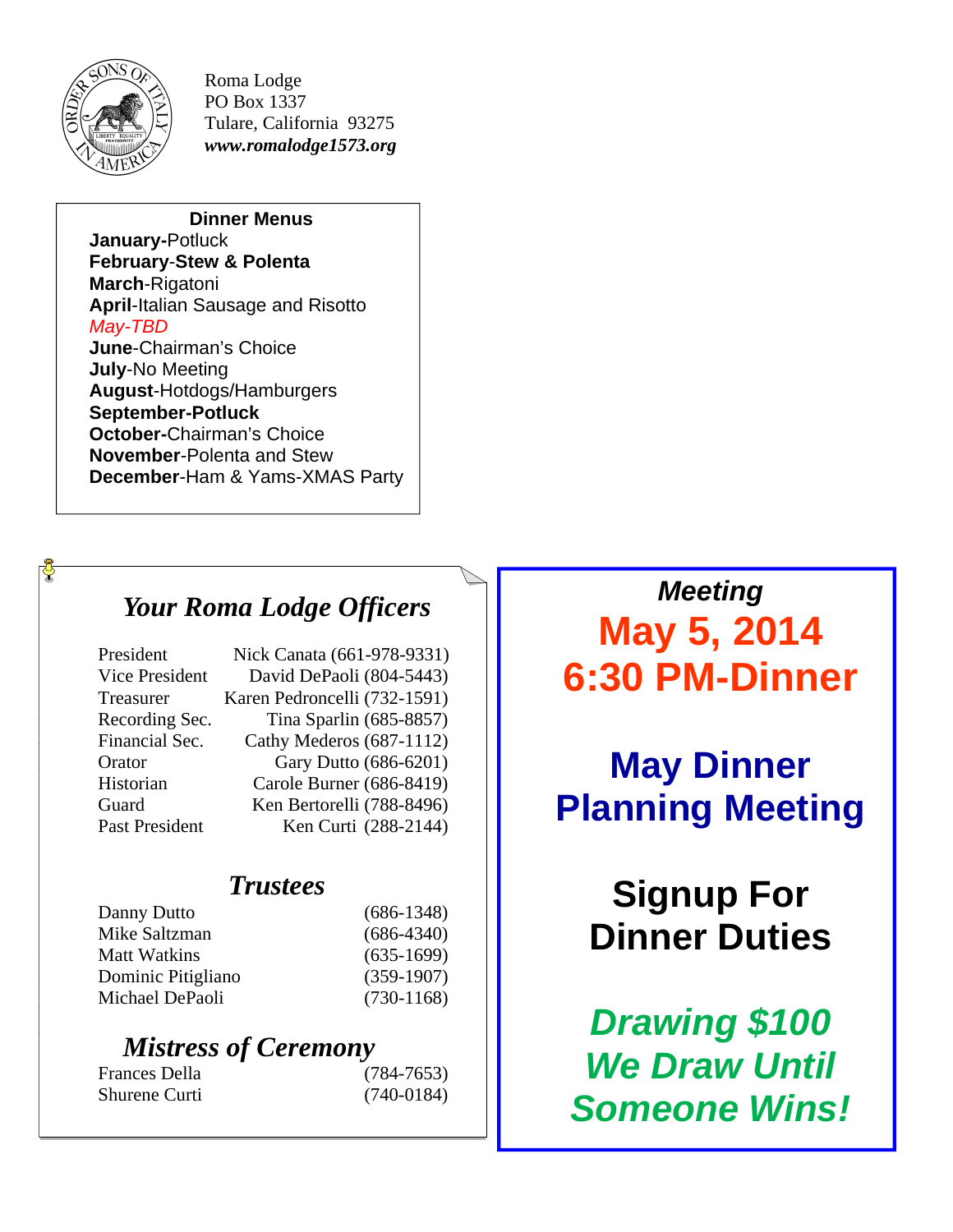Roma Lodge
PO Box 1337
Tulare, California 93275
***www.romalodge1573.org***

**Dinner Menus**

**January**-Potluck
**February-Stew & Polenta**
**March**-Rigatoni
**April**-Italian Sausage and Risotto
*May-TBD*
**June**-Chairman's Choice
**July**-No Meeting
**August**-Hotdogs/Hamburgers
**September-Potluck**
**October-**Chairman's Choice
**November**-Polenta and Stew
**December**-Ham & Yams-XMAS Party

## *Your Roma Lodge Officers*

| | |
|---|---|
| President | Nick Canata (661-978-9331) |
| Vice President | David DePaoli (804-5443) |
| Treasurer | Karen Pedroncelli (732-1591) |
| Recording Sec. | Tina Sparlin (685-8857) |
| Financial Sec. | Cathy Mederos (687-1112) |
| Orator | Gary Dutto (686-6201) |
| Historian | Carole Burner (686-8419) |
| Guard | Ken Bertorelli (788-8496) |
| Past President | Ken Curti (288-2144) |

## *Trustees*

| | |
|---|---|
| Danny Dutto | (686-1348) |
| Mike Saltzman | (686-4340) |
| Matt Watkins | (635-1699) |
| Dominic Pitigliano | (359-1907) |
| Michael DePaoli | (730-1168) |

## *Mistress of Ceremony*

| | |
|---|---|
| Frances Della | (784-7653) |
| Shurene Curti | (740-0184) |

***Meeting***

**May 5, 2014**
**6:30 PM-Dinner**

**May Dinner Planning Meeting**

**Signup For Dinner Duties**

***Drawing $100***
***We Draw Until Someone Wins!***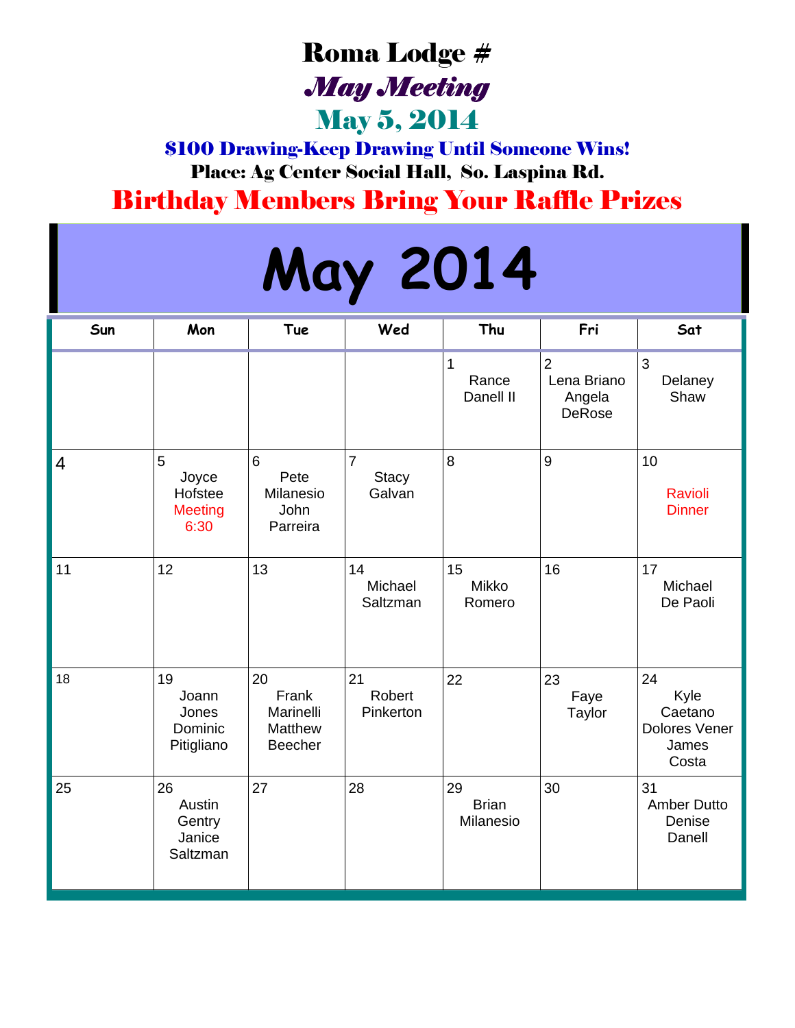# Roma Lodge #

## *May Meeting*

## May 5, 2014

**$100 Drawing-Keep Drawing Until Someone Wins!**

**Place: Ag Center Social Hall, So. Laspina Rd.**

## Birthday Members Bring Your Raffle Prizes

# May 2014

| Sun | Mon | Tue | Wed | Thu | Fri | Sat |
|---|---|---|---|---|---|---|
| | | | | 1 Rance Danell II | 2 Lena Briano Angela DeRose | 3 Delaney Shaw |
| 4 | 5 Joyce Hofstee Meeting 6:30 | 6 Pete Milanesio John Parreira | 7 Stacy Galvan | 8 | 9 | 10 Ravioli Dinner |
| 11 | 12 | 13 | 14 Michael Saltzman | 15 Mikko Romero | 16 | 17 Michael De Paoli |
| 18 | 19 Joann Jones Dominic Pitigliano | 20 Frank Marinelli Matthew Beecher | 21 Robert Pinkerton | 22 | 23 Faye Taylor | 24 Kyle Caetano Dolores Vener James Costa |
| 25 | 26 Austin Gentry Janice Saltzman | 27 | 28 | 29 Brian Milanesio | 30 | 31 Amber Dutto Denise Danell |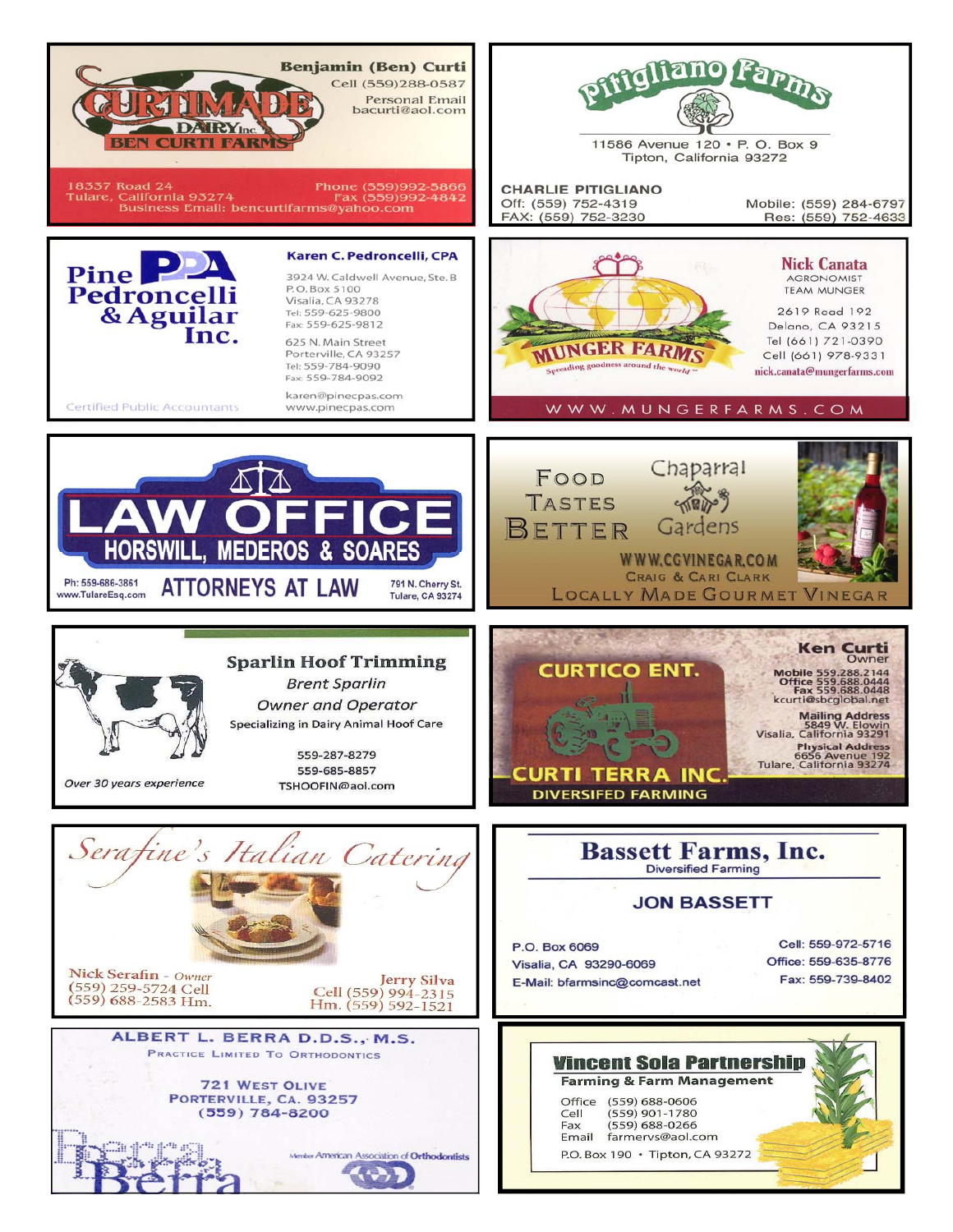**Benjamin (Ben) Curti**
Cell (559)288-0587
Personal Email
bacurti@aol.com

CURTIMADE DAIRY Inc.
BEN CURTI FARMS

18337 Road 24
Tulare, California 93274
Phone (559)992-5866
Fax (559)992-4842
Business Email: bencurtifarms@yahoo.com

---

**Pitigliano Farms**

11586 Avenue 120 • P. O. Box 9
Tipton, California 93272

CHARLIE PITIGLIANO
Off: (559) 752-4319
FAX: (559) 752-3230
Mobile: (559) 284-6797
Res: (559) 752-4633

---

**Pine Pedroncelli & Aguilar Inc.**

Certified Public Accountants

**Karen C. Pedroncelli, CPA**

3924 W. Caldwell Avenue, Ste. B
P.O. Box 5100
Visalia, CA 93278
Tel: 559-625-9800
Fax: 559-625-9812

625 N. Main Street
Porterville, CA 93257
Tel: 559-784-9090
Fax: 559-784-9092

karen@pinecpas.com
www.pinecpas.com

---

**MUNGER FARMS**
Spreading goodness around the world

**Nick Canata**
AGRONOMIST
TEAM MUNGER

2619 Road 192
Delano, CA 93215
Tel (661) 721-0390
Cell (661) 978-9331
nick.canata@mungerfarms.com

WWW.MUNGERFARMS.COM

---

**LAW OFFICE**
**HORSWILL, MEDEROS & SOARES**
ATTORNEYS AT LAW

Ph: 559-686-3861
www.TulareEsq.com
791 N. Cherry St.
Tulare, CA 93274

---

FOOD TASTES BETTER
**Chaparral Gardens**
WWW.CGVINEGAR.COM
CRAIG & CARI CLARK
LOCALLY MADE GOURMET VINEGAR

---

**Sparlin Hoof Trimming**
*Brent Sparlin*
*Owner and Operator*
Specializing in Dairy Animal Hoof Care

559-287-8279
559-685-8857
TSHOOFIN@aol.com

*Over 30 years experience*

---

**CURTICO ENT.**
**CURTI TERRA INC.**
DIVERSIFED FARMING

**Ken Curti**
Owner
Mobile 559.288.2144
Office 559.688.0444
Fax 559.688.0448
kcurti@sbcglobal.net

Mailing Address
5849 W. Elowin
Visalia, California 93291

Physical Address
6656 Avenue 192
Tulare, California 93274

---

*Serafine's Italian Catering*

Nick Serafin - *Owner*
(559) 259-5724 Cell
(559) 688-2583 Hm.

Jerry Silva
Cell (559) 994-2315
Hm. (559) 592-1521

---

**Bassett Farms, Inc.**
Diversified Farming

**JON BASSETT**

P.O. Box 6069
Visalia, CA 93290-6069
E-Mail: bfarmsinc@comcast.net

Cell: 559-972-5716
Office: 559-635-8776
Fax: 559-739-8402

---

**ALBERT L. BERRA D.D.S., M.S.**
PRACTICE LIMITED TO ORTHODONTICS

721 WEST OLIVE
PORTERVILLE, CA. 93257
(559) 784-8200

Berra

Member American Association of Orthodontists

---

**Vincent Sola Partnership**
**Farming & Farm Management**

Office (559) 688-0606
Cell (559) 901-1780
Fax (559) 688-0266
Email farmervs@aol.com

P.O. Box 190 • Tipton, CA 93272